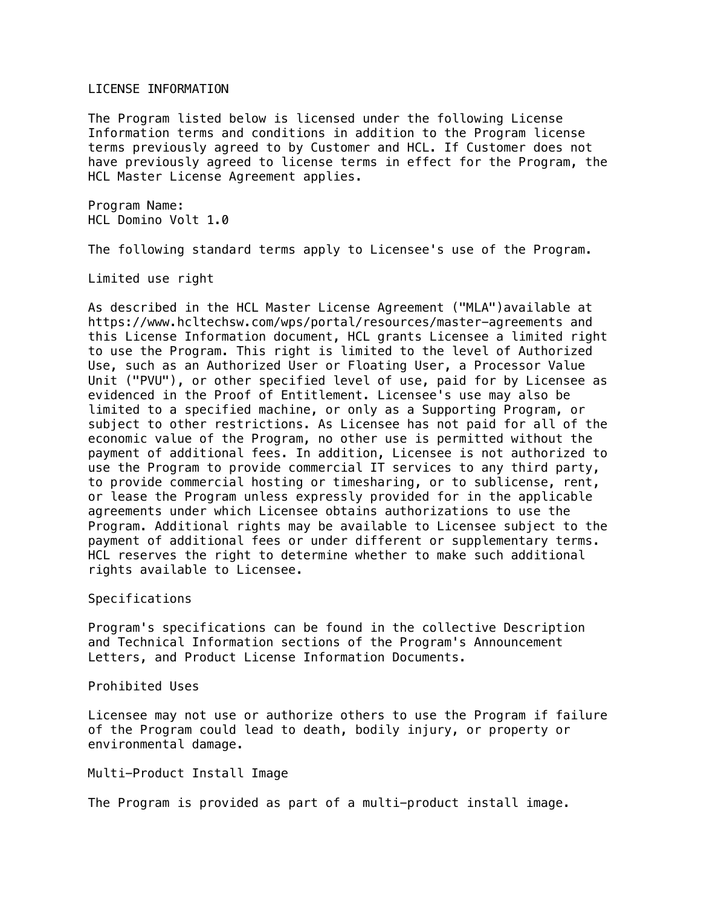# LICENSE INFORMATION

The Program listed below is licensed under the following License Information terms and conditions in addition to the Program license terms previously agreed to by Customer and HCL. If Customer does not have previously agreed to license terms in effect for the Program, the HCL Master License Agreement applies.

Program Name:
HCL Domino Volt 1.0

The following standard terms apply to Licensee's use of the Program.

## Limited use right

As described in the HCL Master License Agreement ("MLA")available at https://www.hcltechsw.com/wps/portal/resources/master-agreements and this License Information document, HCL grants Licensee a limited right to use the Program. This right is limited to the level of Authorized Use, such as an Authorized User or Floating User, a Processor Value Unit ("PVU"), or other specified level of use, paid for by Licensee as evidenced in the Proof of Entitlement. Licensee's use may also be limited to a specified machine, or only as a Supporting Program, or subject to other restrictions. As Licensee has not paid for all of the economic value of the Program, no other use is permitted without the payment of additional fees. In addition, Licensee is not authorized to use the Program to provide commercial IT services to any third party, to provide commercial hosting or timesharing, or to sublicense, rent, or lease the Program unless expressly provided for in the applicable agreements under which Licensee obtains authorizations to use the Program. Additional rights may be available to Licensee subject to the payment of additional fees or under different or supplementary terms. HCL reserves the right to determine whether to make such additional rights available to Licensee.

## Specifications

Program's specifications can be found in the collective Description and Technical Information sections of the Program's Announcement Letters, and Product License Information Documents.

## Prohibited Uses

Licensee may not use or authorize others to use the Program if failure of the Program could lead to death, bodily injury, or property or environmental damage.

## Multi-Product Install Image

The Program is provided as part of a multi-product install image.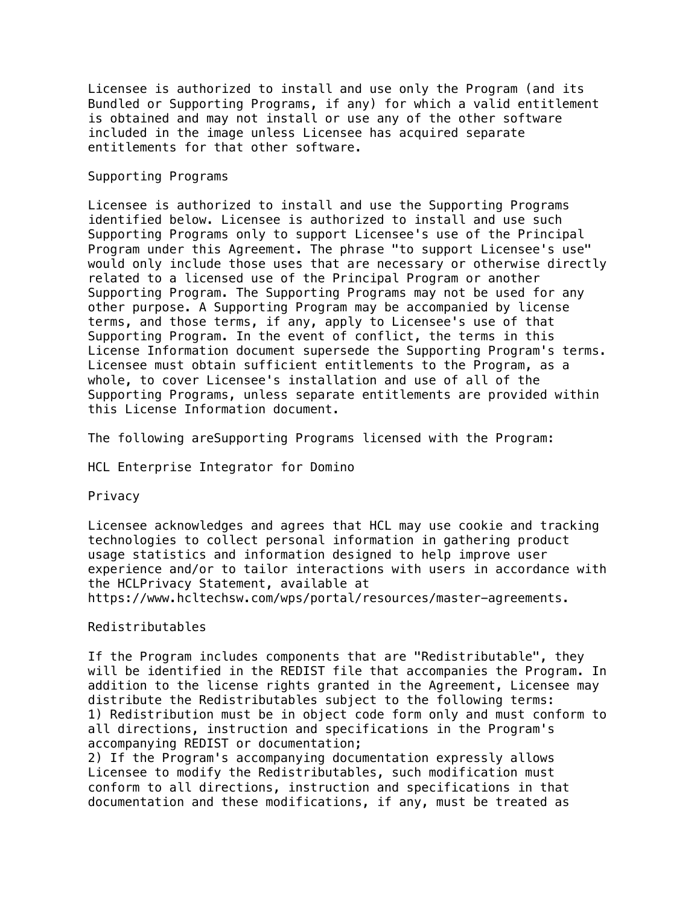Licensee is authorized to install and use only the Program (and its Bundled or Supporting Programs, if any) for which a valid entitlement is obtained and may not install or use any of the other software included in the image unless Licensee has acquired separate entitlements for that other software.

Supporting Programs

Licensee is authorized to install and use the Supporting Programs identified below. Licensee is authorized to install and use such Supporting Programs only to support Licensee's use of the Principal Program under this Agreement. The phrase "to support Licensee's use" would only include those uses that are necessary or otherwise directly related to a licensed use of the Principal Program or another Supporting Program. The Supporting Programs may not be used for any other purpose. A Supporting Program may be accompanied by license terms, and those terms, if any, apply to Licensee's use of that Supporting Program. In the event of conflict, the terms in this License Information document supersede the Supporting Program's terms. Licensee must obtain sufficient entitlements to the Program, as a whole, to cover Licensee's installation and use of all of the Supporting Programs, unless separate entitlements are provided within this License Information document.

The following areSupporting Programs licensed with the Program:

HCL Enterprise Integrator for Domino

Privacy

Licensee acknowledges and agrees that HCL may use cookie and tracking technologies to collect personal information in gathering product usage statistics and information designed to help improve user experience and/or to tailor interactions with users in accordance with the HCLPrivacy Statement, available at https://www.hcltechsw.com/wps/portal/resources/master-agreements.

Redistributables

If the Program includes components that are "Redistributable", they will be identified in the REDIST file that accompanies the Program. In addition to the license rights granted in the Agreement, Licensee may distribute the Redistributables subject to the following terms:
1) Redistribution must be in object code form only and must conform to all directions, instruction and specifications in the Program's accompanying REDIST or documentation;
2) If the Program's accompanying documentation expressly allows Licensee to modify the Redistributables, such modification must conform to all directions, instruction and specifications in that documentation and these modifications, if any, must be treated as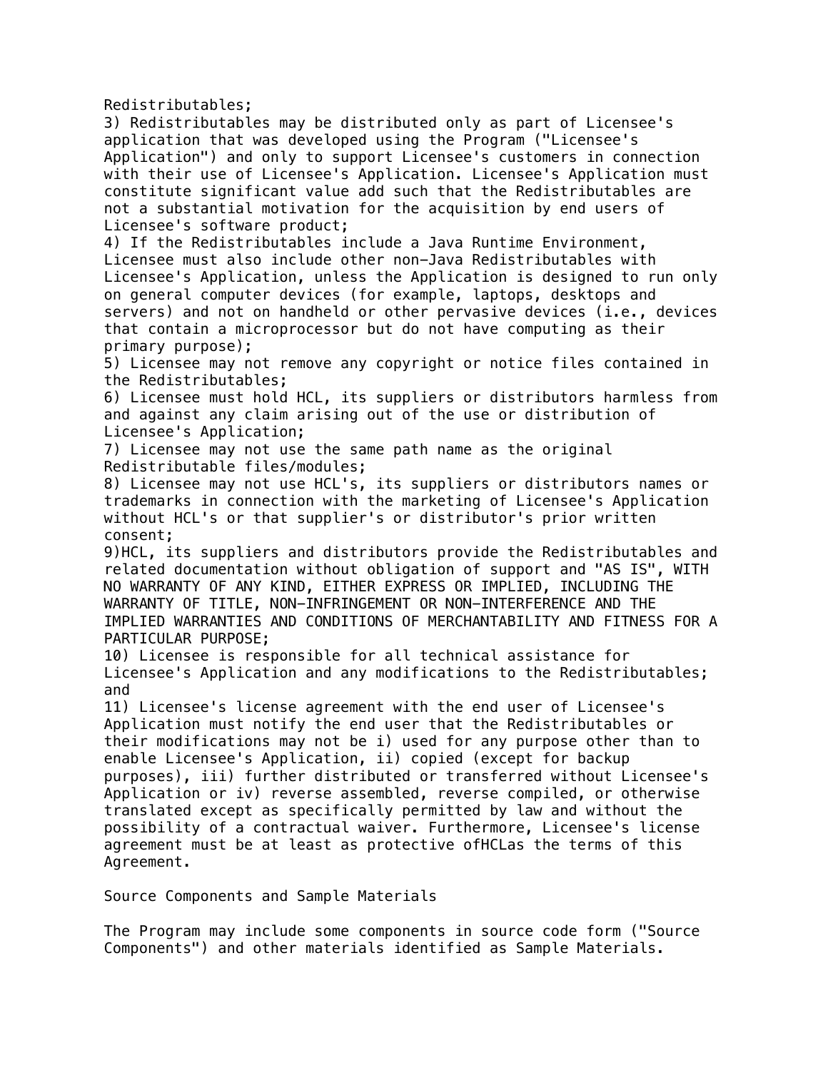Redistributables;

3) Redistributables may be distributed only as part of Licensee's application that was developed using the Program ("Licensee's Application") and only to support Licensee's customers in connection with their use of Licensee's Application. Licensee's Application must constitute significant value add such that the Redistributables are not a substantial motivation for the acquisition by end users of Licensee's software product;

4) If the Redistributables include a Java Runtime Environment, Licensee must also include other non-Java Redistributables with Licensee's Application, unless the Application is designed to run only on general computer devices (for example, laptops, desktops and servers) and not on handheld or other pervasive devices (i.e., devices that contain a microprocessor but do not have computing as their primary purpose);

5) Licensee may not remove any copyright or notice files contained in the Redistributables;

6) Licensee must hold HCL, its suppliers or distributors harmless from and against any claim arising out of the use or distribution of Licensee's Application;

7) Licensee may not use the same path name as the original Redistributable files/modules;

8) Licensee may not use HCL's, its suppliers or distributors names or trademarks in connection with the marketing of Licensee's Application without HCL's or that supplier's or distributor's prior written consent;

9)HCL, its suppliers and distributors provide the Redistributables and related documentation without obligation of support and "AS IS", WITH NO WARRANTY OF ANY KIND, EITHER EXPRESS OR IMPLIED, INCLUDING THE WARRANTY OF TITLE, NON-INFRINGEMENT OR NON-INTERFERENCE AND THE IMPLIED WARRANTIES AND CONDITIONS OF MERCHANTABILITY AND FITNESS FOR A PARTICULAR PURPOSE;

10) Licensee is responsible for all technical assistance for Licensee's Application and any modifications to the Redistributables; and

11) Licensee's license agreement with the end user of Licensee's Application must notify the end user that the Redistributables or their modifications may not be i) used for any purpose other than to enable Licensee's Application, ii) copied (except for backup purposes), iii) further distributed or transferred without Licensee's Application or iv) reverse assembled, reverse compiled, or otherwise translated except as specifically permitted by law and without the possibility of a contractual waiver. Furthermore, Licensee's license agreement must be at least as protective ofHCLas the terms of this Agreement.

Source Components and Sample Materials

The Program may include some components in source code form ("Source Components") and other materials identified as Sample Materials.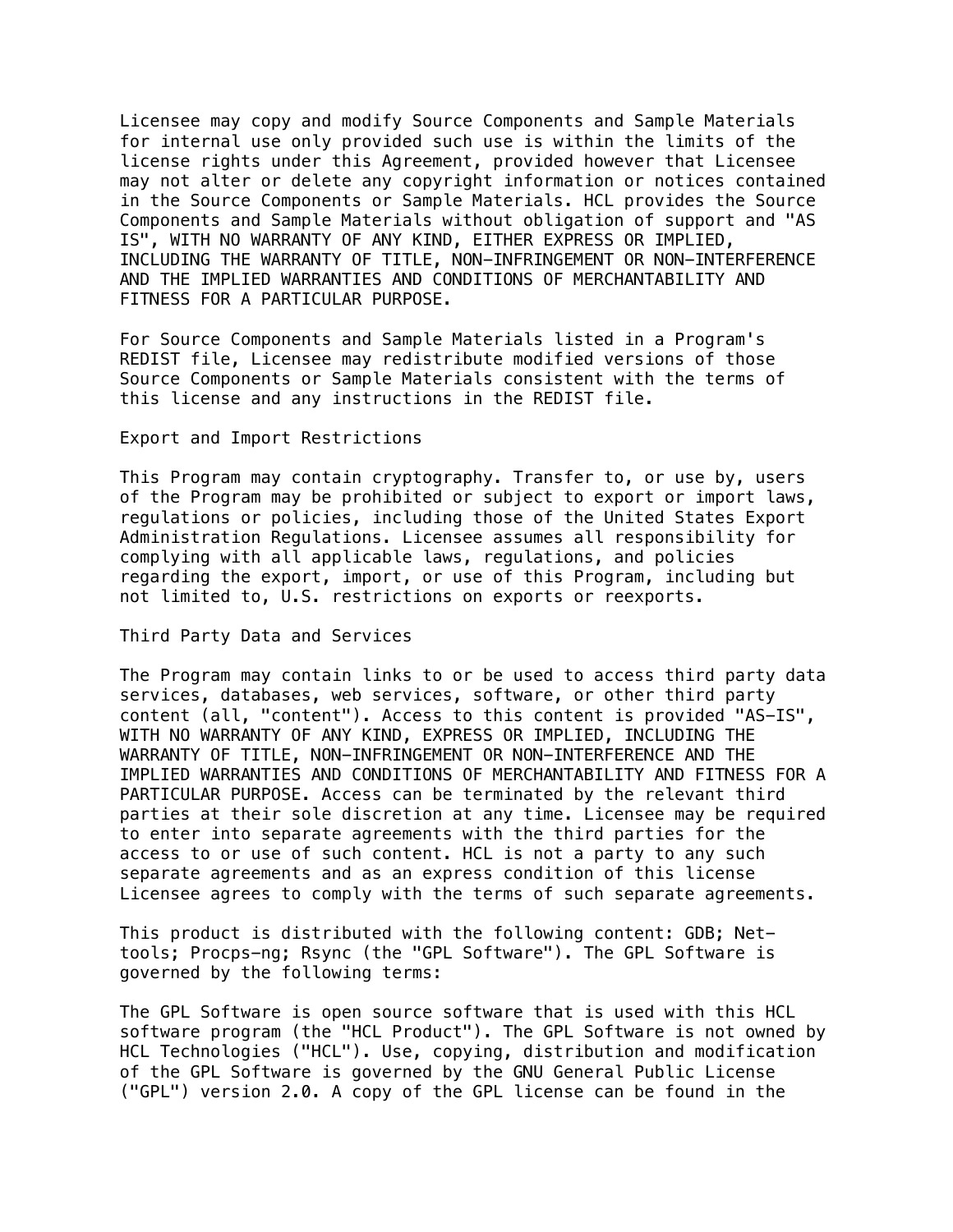Licensee may copy and modify Source Components and Sample Materials for internal use only provided such use is within the limits of the license rights under this Agreement, provided however that Licensee may not alter or delete any copyright information or notices contained in the Source Components or Sample Materials. HCL provides the Source Components and Sample Materials without obligation of support and "AS IS", WITH NO WARRANTY OF ANY KIND, EITHER EXPRESS OR IMPLIED, INCLUDING THE WARRANTY OF TITLE, NON-INFRINGEMENT OR NON-INTERFERENCE AND THE IMPLIED WARRANTIES AND CONDITIONS OF MERCHANTABILITY AND FITNESS FOR A PARTICULAR PURPOSE.

For Source Components and Sample Materials listed in a Program's REDIST file, Licensee may redistribute modified versions of those Source Components or Sample Materials consistent with the terms of this license and any instructions in the REDIST file.

## Export and Import Restrictions

This Program may contain cryptography. Transfer to, or use by, users of the Program may be prohibited or subject to export or import laws, regulations or policies, including those of the United States Export Administration Regulations. Licensee assumes all responsibility for complying with all applicable laws, regulations, and policies regarding the export, import, or use of this Program, including but not limited to, U.S. restrictions on exports or reexports.

## Third Party Data and Services

The Program may contain links to or be used to access third party data services, databases, web services, software, or other third party content (all, "content"). Access to this content is provided "AS-IS", WITH NO WARRANTY OF ANY KIND, EXPRESS OR IMPLIED, INCLUDING THE WARRANTY OF TITLE, NON-INFRINGEMENT OR NON-INTERFERENCE AND THE IMPLIED WARRANTIES AND CONDITIONS OF MERCHANTABILITY AND FITNESS FOR A PARTICULAR PURPOSE. Access can be terminated by the relevant third parties at their sole discretion at any time. Licensee may be required to enter into separate agreements with the third parties for the access to or use of such content. HCL is not a party to any such separate agreements and as an express condition of this license Licensee agrees to comply with the terms of such separate agreements.

This product is distributed with the following content: GDB; Net-tools; Procps-ng; Rsync (the "GPL Software"). The GPL Software is governed by the following terms:

The GPL Software is open source software that is used with this HCL software program (the "HCL Product"). The GPL Software is not owned by HCL Technologies ("HCL"). Use, copying, distribution and modification of the GPL Software is governed by the GNU General Public License ("GPL") version 2.0. A copy of the GPL license can be found in the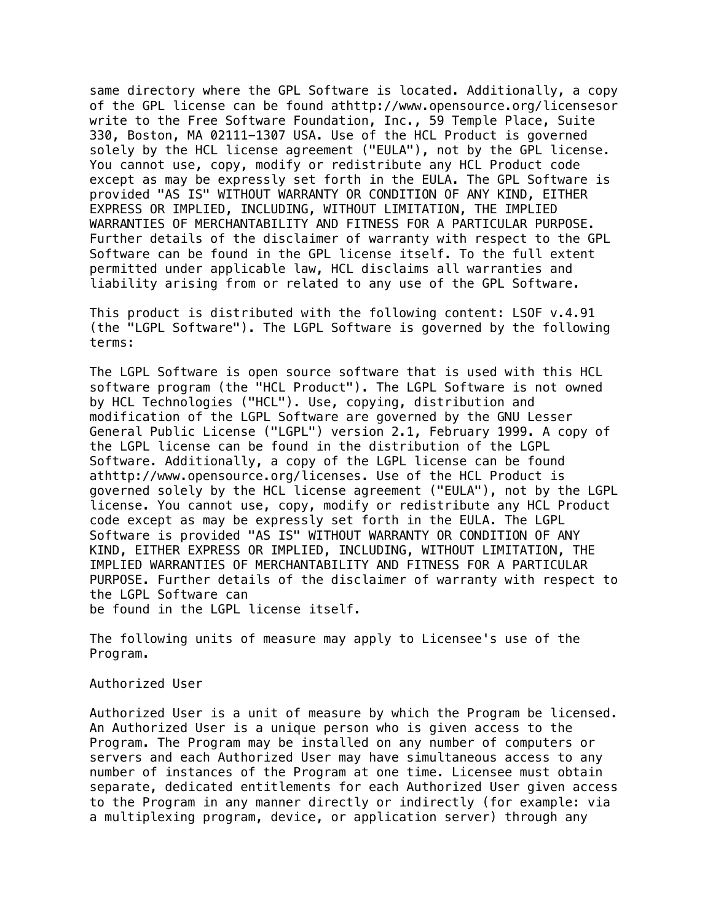same directory where the GPL Software is located. Additionally, a copy of the GPL license can be found athttp://www.opensource.org/licensesor write to the Free Software Foundation, Inc., 59 Temple Place, Suite 330, Boston, MA 02111-1307 USA. Use of the HCL Product is governed solely by the HCL license agreement ("EULA"), not by the GPL license. You cannot use, copy, modify or redistribute any HCL Product code except as may be expressly set forth in the EULA. The GPL Software is provided "AS IS" WITHOUT WARRANTY OR CONDITION OF ANY KIND, EITHER EXPRESS OR IMPLIED, INCLUDING, WITHOUT LIMITATION, THE IMPLIED WARRANTIES OF MERCHANTABILITY AND FITNESS FOR A PARTICULAR PURPOSE. Further details of the disclaimer of warranty with respect to the GPL Software can be found in the GPL license itself. To the full extent permitted under applicable law, HCL disclaims all warranties and liability arising from or related to any use of the GPL Software.

This product is distributed with the following content: LSOF v.4.91 (the "LGPL Software"). The LGPL Software is governed by the following terms:

The LGPL Software is open source software that is used with this HCL software program (the "HCL Product"). The LGPL Software is not owned by HCL Technologies ("HCL"). Use, copying, distribution and modification of the LGPL Software are governed by the GNU Lesser General Public License ("LGPL") version 2.1, February 1999. A copy of the LGPL license can be found in the distribution of the LGPL Software. Additionally, a copy of the LGPL license can be found athttp://www.opensource.org/licenses. Use of the HCL Product is governed solely by the HCL license agreement ("EULA"), not by the LGPL license. You cannot use, copy, modify or redistribute any HCL Product code except as may be expressly set forth in the EULA. The LGPL Software is provided "AS IS" WITHOUT WARRANTY OR CONDITION OF ANY KIND, EITHER EXPRESS OR IMPLIED, INCLUDING, WITHOUT LIMITATION, THE IMPLIED WARRANTIES OF MERCHANTABILITY AND FITNESS FOR A PARTICULAR PURPOSE. Further details of the disclaimer of warranty with respect to the LGPL Software can
be found in the LGPL license itself.

The following units of measure may apply to Licensee's use of the Program.

Authorized User

Authorized User is a unit of measure by which the Program be licensed. An Authorized User is a unique person who is given access to the Program. The Program may be installed on any number of computers or servers and each Authorized User may have simultaneous access to any number of instances of the Program at one time. Licensee must obtain separate, dedicated entitlements for each Authorized User given access to the Program in any manner directly or indirectly (for example: via a multiplexing program, device, or application server) through any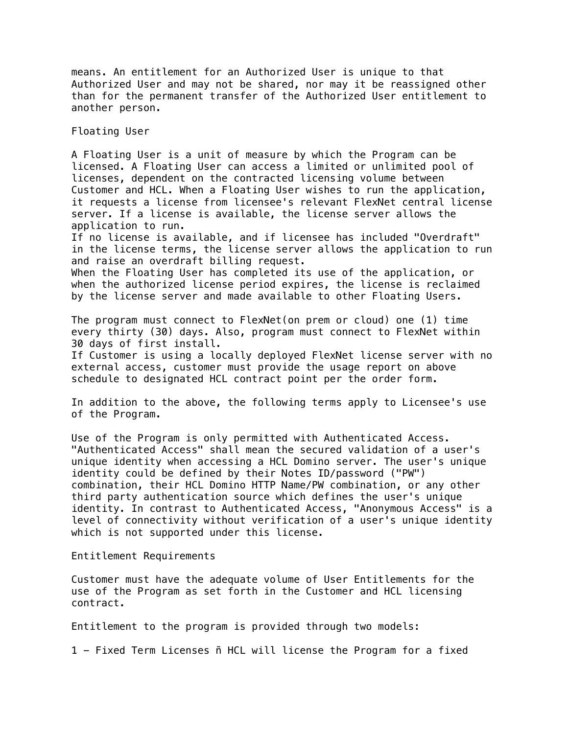means. An entitlement for an Authorized User is unique to that Authorized User and may not be shared, nor may it be reassigned other than for the permanent transfer of the Authorized User entitlement to another person.

## Floating User

A Floating User is a unit of measure by which the Program can be licensed. A Floating User can access a limited or unlimited pool of licenses, dependent on the contracted licensing volume between Customer and HCL. When a Floating User wishes to run the application, it requests a license from licensee's relevant FlexNet central license server. If a license is available, the license server allows the application to run.
If no license is available, and if licensee has included "Overdraft" in the license terms, the license server allows the application to run and raise an overdraft billing request.
When the Floating User has completed its use of the application, or when the authorized license period expires, the license is reclaimed by the license server and made available to other Floating Users.

The program must connect to FlexNet(on prem or cloud) one (1) time every thirty (30) days. Also, program must connect to FlexNet within 30 days of first install.
If Customer is using a locally deployed FlexNet license server with no external access, customer must provide the usage report on above schedule to designated HCL contract point per the order form.

In addition to the above, the following terms apply to Licensee's use of the Program.

Use of the Program is only permitted with Authenticated Access. "Authenticated Access" shall mean the secured validation of a user's unique identity when accessing a HCL Domino server. The user's unique identity could be defined by their Notes ID/password ("PW") combination, their HCL Domino HTTP Name/PW combination, or any other third party authentication source which defines the user's unique identity. In contrast to Authenticated Access, "Anonymous Access" is a level of connectivity without verification of a user's unique identity which is not supported under this license.

## Entitlement Requirements

Customer must have the adequate volume of User Entitlements for the use of the Program as set forth in the Customer and HCL licensing contract.

Entitlement to the program is provided through two models:

1 – Fixed Term Licenses ñ HCL will license the Program for a fixed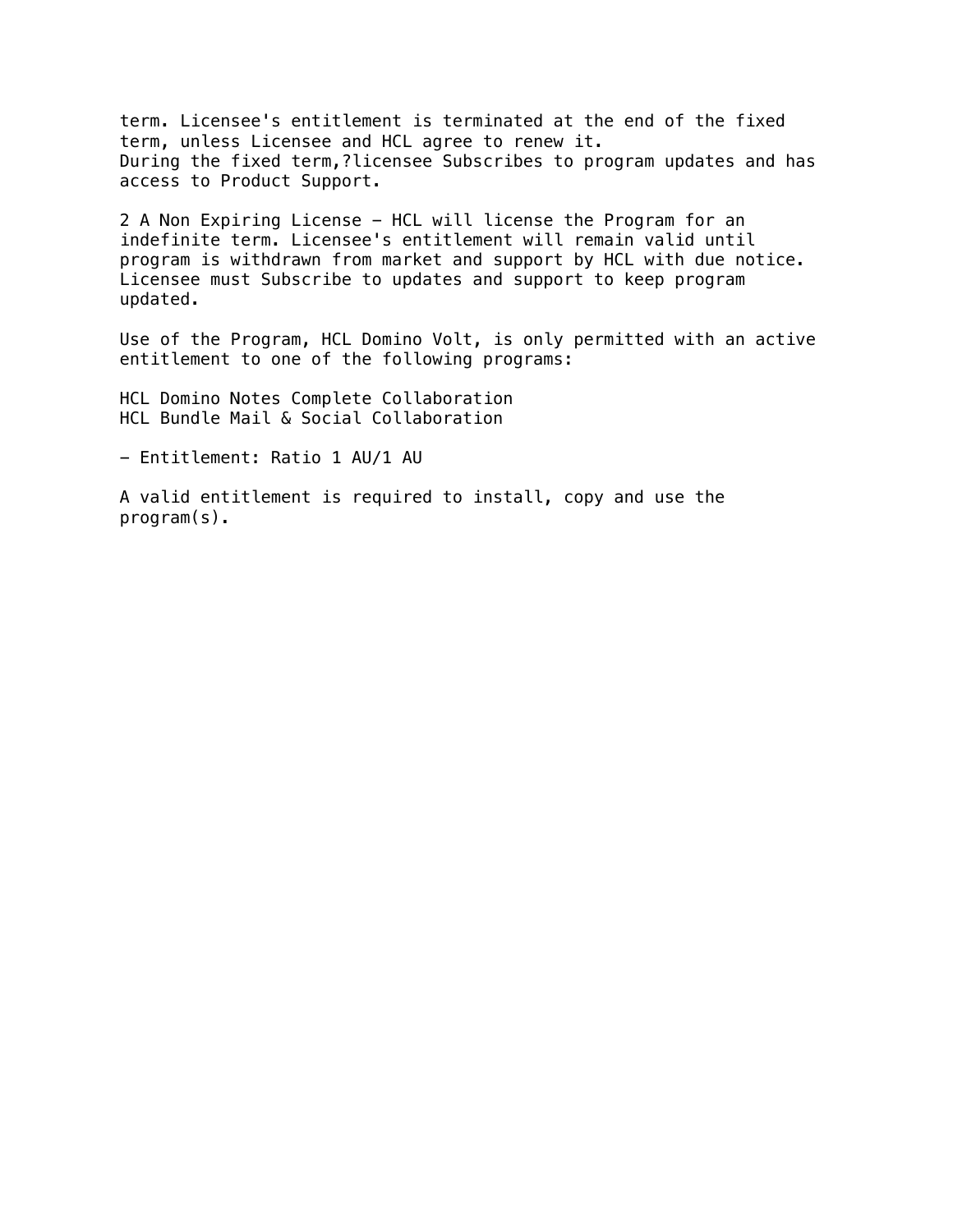term. Licensee's entitlement is terminated at the end of the fixed term, unless Licensee and HCL agree to renew it.
During the fixed term,?licensee Subscribes to program updates and has access to Product Support.

2 A Non Expiring License – HCL will license the Program for an indefinite term. Licensee's entitlement will remain valid until program is withdrawn from market and support by HCL with due notice. Licensee must Subscribe to updates and support to keep program updated.

Use of the Program, HCL Domino Volt, is only permitted with an active entitlement to one of the following programs:

HCL Domino Notes Complete Collaboration
HCL Bundle Mail & Social Collaboration

- Entitlement: Ratio 1 AU/1 AU

A valid entitlement is required to install, copy and use the program(s).